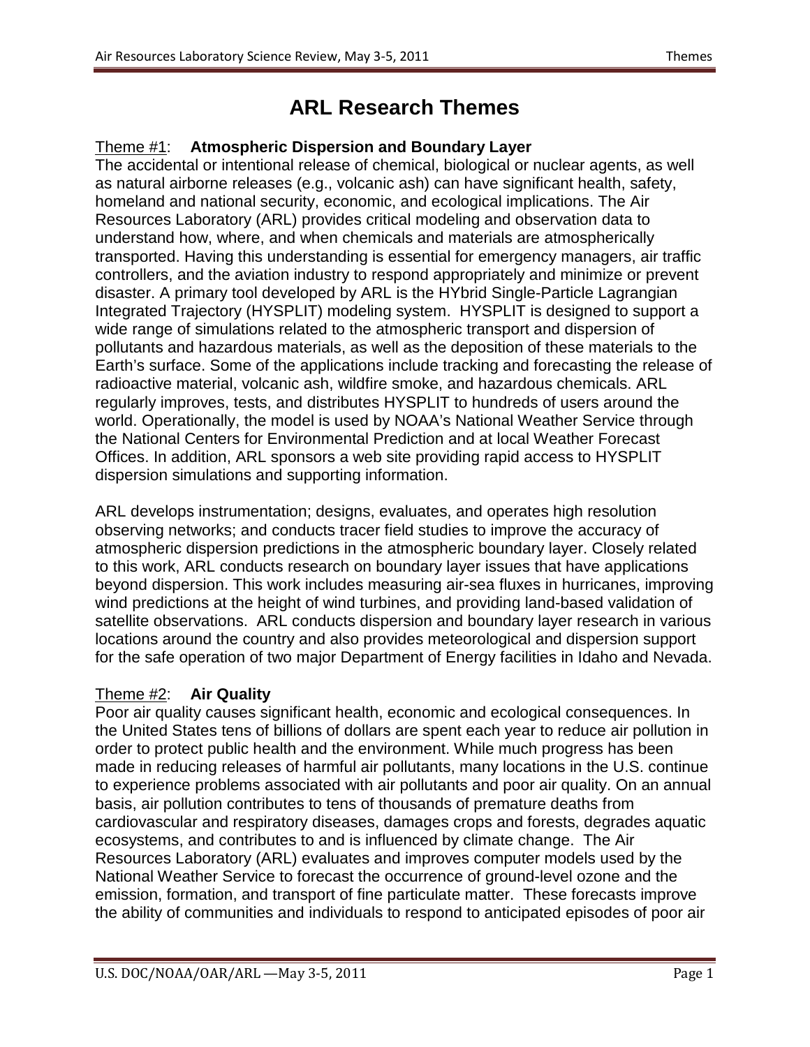# ARL Research Themes

## Theme #1: **Atmospheric Dispersion and Boundary Layer**

The accidental or intentional release of chemical, biological or nuclear agents, as well as natural airborne releases (e.g., volcanic ash) can have significant health, safety, homeland and national security, economic, and ecological implications. The Air Resources Laboratory (ARL) provides critical modeling and observation data to understand how, where, and when chemicals and materials are atmospherically transported. Having this understanding is essential for emergency managers, air traffic controllers, and the aviation industry to respond appropriately and minimize or prevent disaster. A primary tool developed by ARL is the HYbrid Single-Particle Lagrangian Integrated Trajectory (HYSPLIT) modeling system. HYSPLIT is designed to support a wide range of simulations related to the atmospheric transport and dispersion of pollutants and hazardous materials, as well as the deposition of these materials to the Earth's surface. Some of the applications include tracking and forecasting the release of radioactive material, volcanic ash, wildfire smoke, and hazardous chemicals. ARL regularly improves, tests, and distributes HYSPLIT to hundreds of users around the world. Operationally, the model is used by NOAA's National Weather Service through the National Centers for Environmental Prediction and at local Weather Forecast Offices. In addition, ARL sponsors a web site providing rapid access to HYSPLIT dispersion simulations and supporting information.

ARL develops instrumentation; designs, evaluates, and operates high resolution observing networks; and conducts tracer field studies to improve the accuracy of atmospheric dispersion predictions in the atmospheric boundary layer. Closely related to this work, ARL conducts research on boundary layer issues that have applications beyond dispersion. This work includes measuring air-sea fluxes in hurricanes, improving wind predictions at the height of wind turbines, and providing land-based validation of satellite observations. ARL conducts dispersion and boundary layer research in various locations around the country and also provides meteorological and dispersion support for the safe operation of two major Department of Energy facilities in Idaho and Nevada.

## Theme #2: **Air Quality**

Poor air quality causes significant health, economic and ecological consequences. In the United States tens of billions of dollars are spent each year to reduce air pollution in order to protect public health and the environment. While much progress has been made in reducing releases of harmful air pollutants, many locations in the U.S. continue to experience problems associated with air pollutants and poor air quality. On an annual basis, air pollution contributes to tens of thousands of premature deaths from cardiovascular and respiratory diseases, damages crops and forests, degrades aquatic ecosystems, and contributes to and is influenced by climate change. The Air Resources Laboratory (ARL) evaluates and improves computer models used by the National Weather Service to forecast the occurrence of ground-level ozone and the emission, formation, and transport of fine particulate matter. These forecasts improve the ability of communities and individuals to respond to anticipated episodes of poor air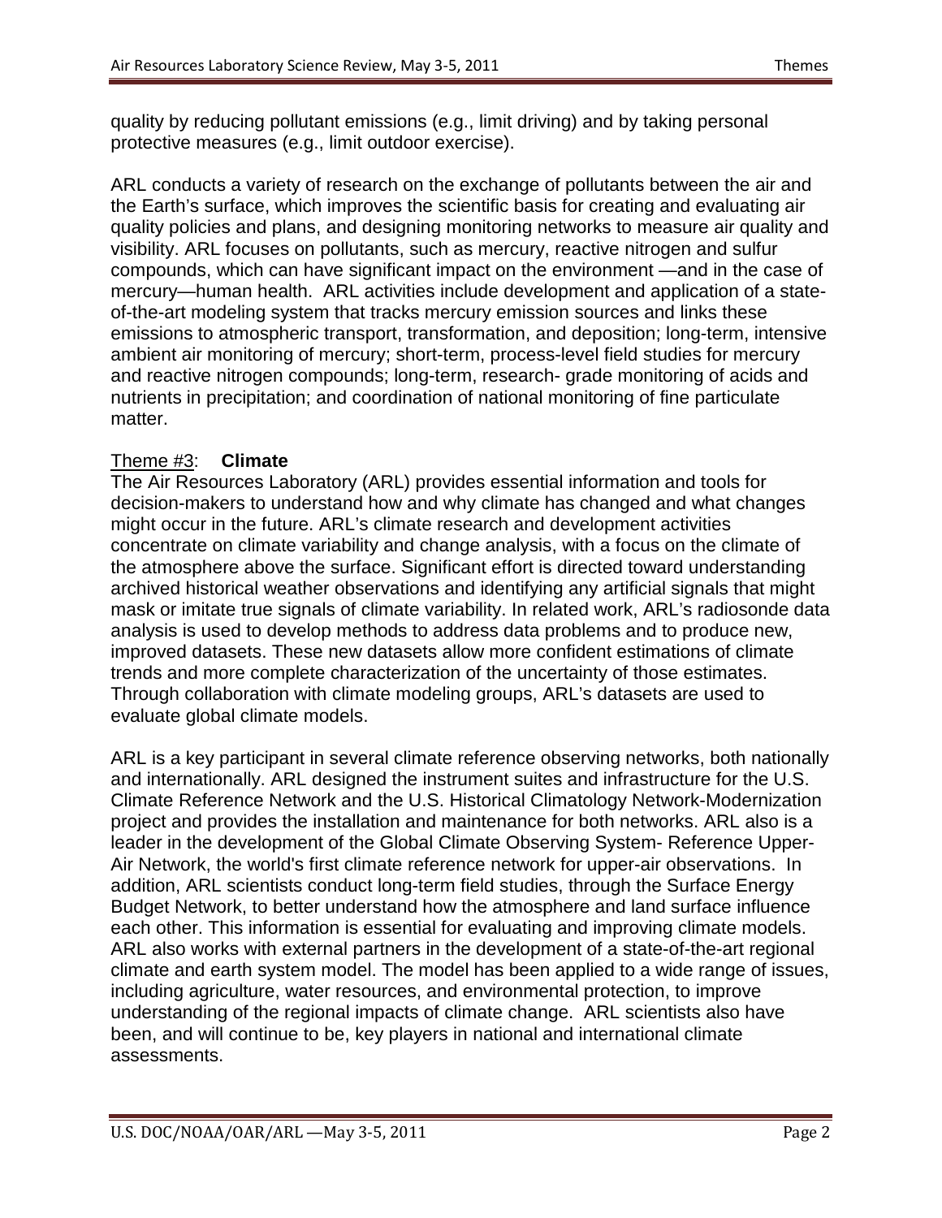quality by reducing pollutant emissions (e.g., limit driving) and by taking personal protective measures (e.g., limit outdoor exercise).

ARL conducts a variety of research on the exchange of pollutants between the air and the Earth's surface, which improves the scientific basis for creating and evaluating air quality policies and plans, and designing monitoring networks to measure air quality and visibility. ARL focuses on pollutants, such as mercury, reactive nitrogen and sulfur compounds, which can have significant impact on the environment —and in the case of mercury—human health. ARL activities include development and application of a state-of-the-art modeling system that tracks mercury emission sources and links these emissions to atmospheric transport, transformation, and deposition; long-term, intensive ambient air monitoring of mercury; short-term, process-level field studies for mercury and reactive nitrogen compounds; long-term, research- grade monitoring of acids and nutrients in precipitation; and coordination of national monitoring of fine particulate matter.

## Theme #3: **Climate**

The Air Resources Laboratory (ARL) provides essential information and tools for decision-makers to understand how and why climate has changed and what changes might occur in the future. ARL's climate research and development activities concentrate on climate variability and change analysis, with a focus on the climate of the atmosphere above the surface. Significant effort is directed toward understanding archived historical weather observations and identifying any artificial signals that might mask or imitate true signals of climate variability. In related work, ARL's radiosonde data analysis is used to develop methods to address data problems and to produce new, improved datasets. These new datasets allow more confident estimations of climate trends and more complete characterization of the uncertainty of those estimates. Through collaboration with climate modeling groups, ARL's datasets are used to evaluate global climate models.

ARL is a key participant in several climate reference observing networks, both nationally and internationally. ARL designed the instrument suites and infrastructure for the U.S. Climate Reference Network and the U.S. Historical Climatology Network-Modernization project and provides the installation and maintenance for both networks. ARL also is a leader in the development of the Global Climate Observing System- Reference Upper-Air Network, the world's first climate reference network for upper-air observations. In addition, ARL scientists conduct long-term field studies, through the Surface Energy Budget Network, to better understand how the atmosphere and land surface influence each other. This information is essential for evaluating and improving climate models. ARL also works with external partners in the development of a state-of-the-art regional climate and earth system model. The model has been applied to a wide range of issues, including agriculture, water resources, and environmental protection, to improve understanding of the regional impacts of climate change. ARL scientists also have been, and will continue to be, key players in national and international climate assessments.